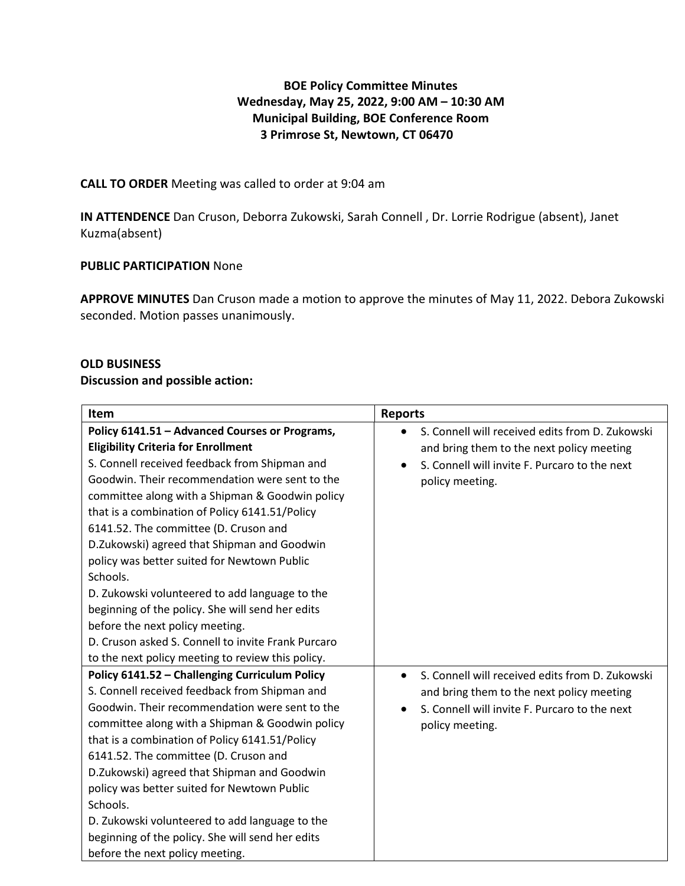**BOE Policy Committee Minutes**
**Wednesday, May 25, 2022, 9:00 AM – 10:30 AM**
**Municipal Building, BOE Conference Room**
**3 Primrose St, Newtown, CT 06470**

**CALL TO ORDER** Meeting was called to order at 9:04 am

**IN ATTENDENCE** Dan Cruson, Deborra Zukowski, Sarah Connell , Dr. Lorrie Rodrigue (absent), Janet Kuzma(absent)

**PUBLIC PARTICIPATION** None

**APPROVE MINUTES** Dan Cruson made a motion to approve the minutes of May 11, 2022. Debora Zukowski seconded. Motion passes unanimously.

**OLD BUSINESS**
**Discussion and possible action:**

| Item | Reports |
|---|---|
| **Policy 6141.51 – Advanced Courses or Programs, Eligibility Criteria for Enrollment**<br>S. Connell received feedback from Shipman and Goodwin. Their recommendation were sent to the committee along with a Shipman & Goodwin policy that is a combination of Policy 6141.51/Policy 6141.52. The committee (D. Cruson and D.Zukowski) agreed that Shipman and Goodwin policy was better suited for Newtown Public Schools.<br>D. Zukowski volunteered to add language to the beginning of the policy. She will send her edits before the next policy meeting.<br>D. Cruson asked S. Connell to invite Frank Purcaro to the next policy meeting to review this policy. | • S. Connell will received edits from D. Zukowski and bring them to the next policy meeting<br>• S. Connell will invite F. Purcaro to the next policy meeting. |
| **Policy 6141.52 – Challenging Curriculum Policy**<br>S. Connell received feedback from Shipman and Goodwin. Their recommendation were sent to the committee along with a Shipman & Goodwin policy that is a combination of Policy 6141.51/Policy 6141.52. The committee (D. Cruson and D.Zukowski) agreed that Shipman and Goodwin policy was better suited for Newtown Public Schools.<br>D. Zukowski volunteered to add language to the beginning of the policy. She will send her edits before the next policy meeting. | • S. Connell will received edits from D. Zukowski and bring them to the next policy meeting<br>• S. Connell will invite F. Purcaro to the next policy meeting. |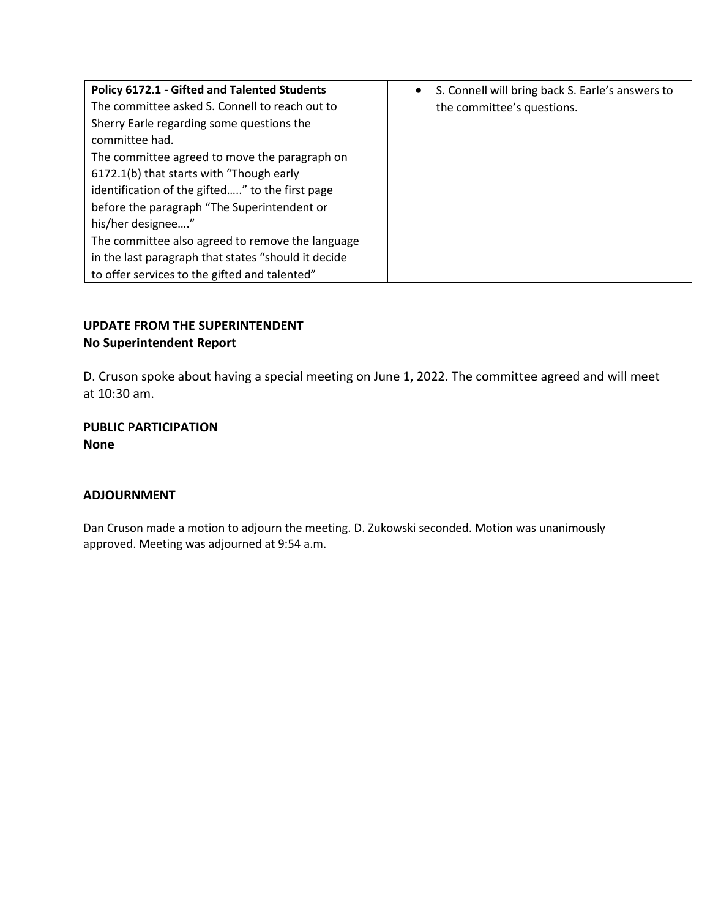| | |
|---|---|
| **Policy 6172.1 - Gifted and Talented Students**<br>The committee asked S. Connell to reach out to Sherry Earle regarding some questions the committee had.<br>The committee agreed to move the paragraph on 6172.1(b) that starts with "Though early identification of the gifted….." to the first page before the paragraph "The Superintendent or his/her designee…."<br>The committee also agreed to remove the language in the last paragraph that states "should it decide to offer services to the gifted and talented" | • S. Connell will bring back S. Earle's answers to the committee's questions. |

**UPDATE FROM THE SUPERINTENDENT**
**No Superintendent Report**

D. Cruson spoke about having a special meeting on June 1, 2022. The committee agreed and will meet at 10:30 am.

**PUBLIC PARTICIPATION**
**None**

**ADJOURNMENT**

Dan Cruson made a motion to adjourn the meeting. D. Zukowski seconded. Motion was unanimously approved. Meeting was adjourned at 9:54 a.m.